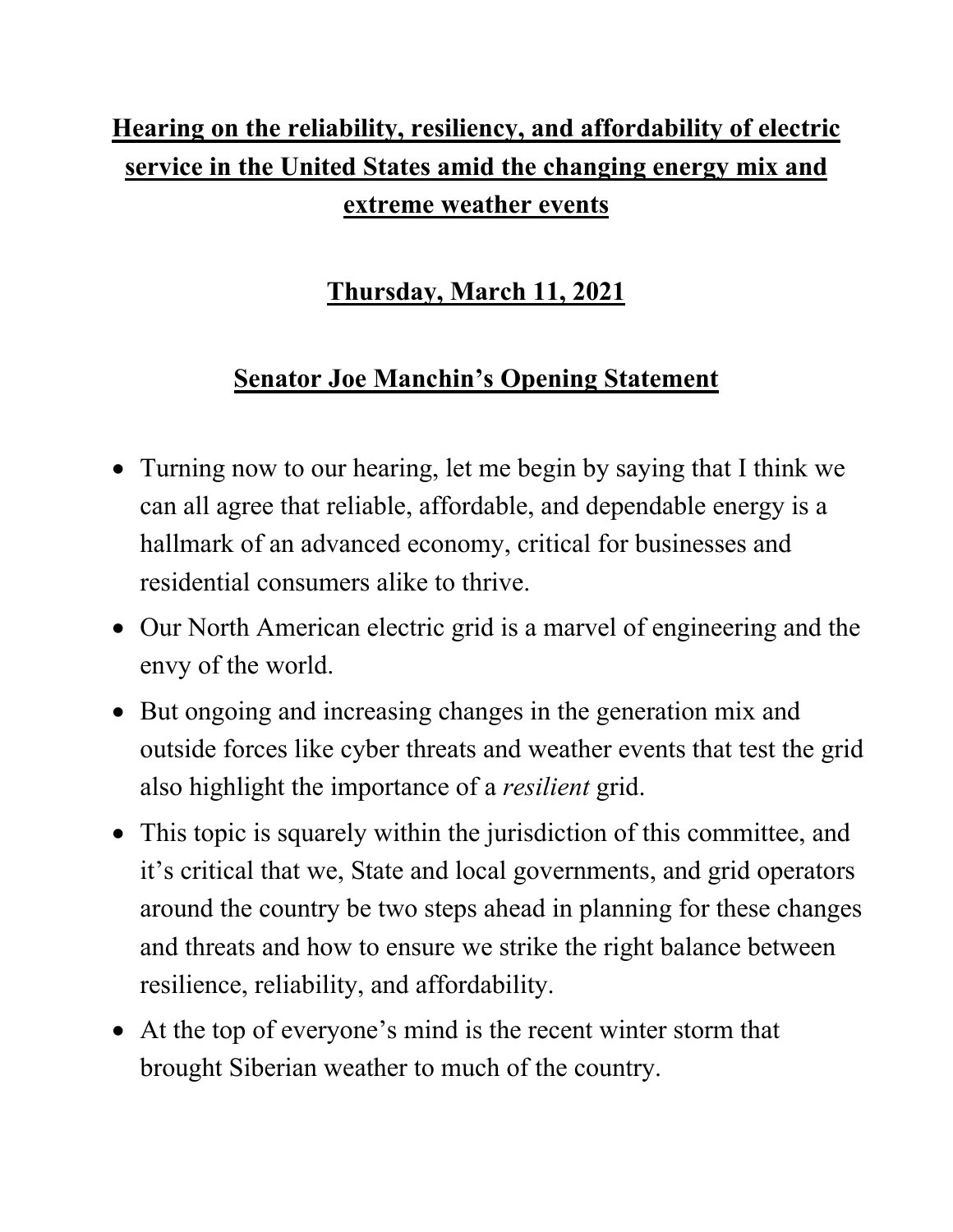# Hearing on the reliability, resiliency, and affordability of electric service in the United States amid the changing energy mix and extreme weather events

## Thursday, March 11, 2021

## Senator Joe Manchin's Opening Statement

- Turning now to our hearing, let me begin by saying that I think we can all agree that reliable, affordable, and dependable energy is a hallmark of an advanced economy, critical for businesses and residential consumers alike to thrive.
- Our North American electric grid is a marvel of engineering and the envy of the world.
- But ongoing and increasing changes in the generation mix and outside forces like cyber threats and weather events that test the grid also highlight the importance of a *resilient* grid.
- This topic is squarely within the jurisdiction of this committee, and it's critical that we, State and local governments, and grid operators around the country be two steps ahead in planning for these changes and threats and how to ensure we strike the right balance between resilience, reliability, and affordability.
- At the top of everyone's mind is the recent winter storm that brought Siberian weather to much of the country.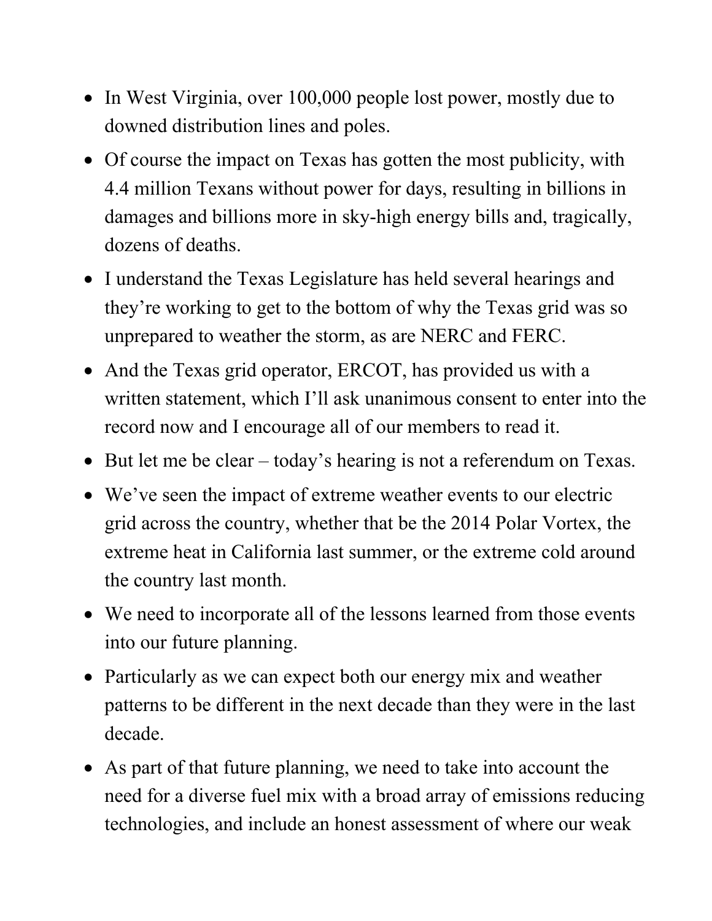- In West Virginia, over 100,000 people lost power, mostly due to downed distribution lines and poles.
- Of course the impact on Texas has gotten the most publicity, with 4.4 million Texans without power for days, resulting in billions in damages and billions more in sky-high energy bills and, tragically, dozens of deaths.
- I understand the Texas Legislature has held several hearings and they're working to get to the bottom of why the Texas grid was so unprepared to weather the storm, as are NERC and FERC.
- And the Texas grid operator, ERCOT, has provided us with a written statement, which I'll ask unanimous consent to enter into the record now and I encourage all of our members to read it.
- But let me be clear – today's hearing is not a referendum on Texas.
- We've seen the impact of extreme weather events to our electric grid across the country, whether that be the 2014 Polar Vortex, the extreme heat in California last summer, or the extreme cold around the country last month.
- We need to incorporate all of the lessons learned from those events into our future planning.
- Particularly as we can expect both our energy mix and weather patterns to be different in the next decade than they were in the last decade.
- As part of that future planning, we need to take into account the need for a diverse fuel mix with a broad array of emissions reducing technologies, and include an honest assessment of where our weak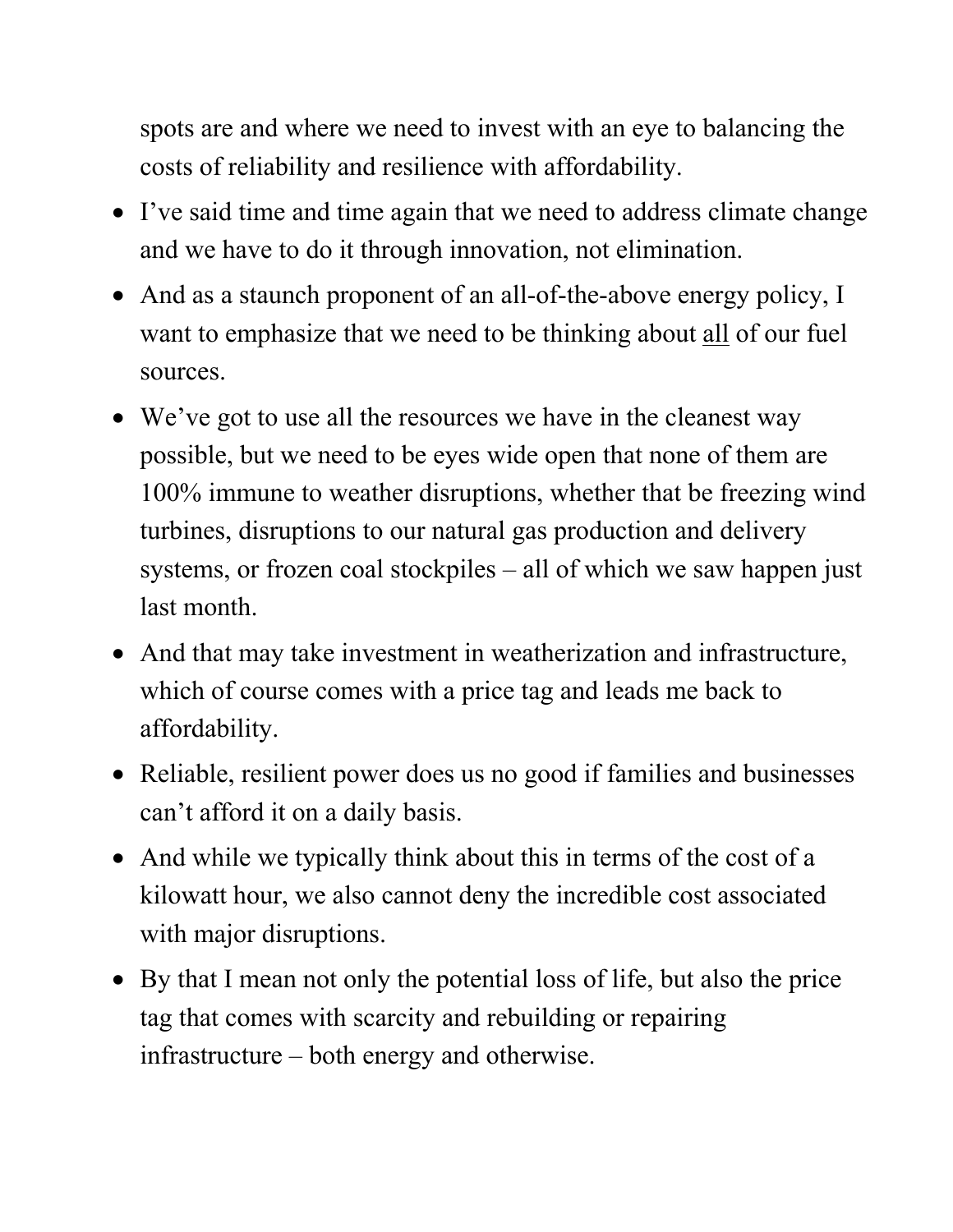spots are and where we need to invest with an eye to balancing the costs of reliability and resilience with affordability.

- I've said time and time again that we need to address climate change and we have to do it through innovation, not elimination.
- And as a staunch proponent of an all-of-the-above energy policy, I want to emphasize that we need to be thinking about <u>all</u> of our fuel sources.
- We've got to use all the resources we have in the cleanest way possible, but we need to be eyes wide open that none of them are 100% immune to weather disruptions, whether that be freezing wind turbines, disruptions to our natural gas production and delivery systems, or frozen coal stockpiles – all of which we saw happen just last month.
- And that may take investment in weatherization and infrastructure, which of course comes with a price tag and leads me back to affordability.
- Reliable, resilient power does us no good if families and businesses can't afford it on a daily basis.
- And while we typically think about this in terms of the cost of a kilowatt hour, we also cannot deny the incredible cost associated with major disruptions.
- By that I mean not only the potential loss of life, but also the price tag that comes with scarcity and rebuilding or repairing infrastructure – both energy and otherwise.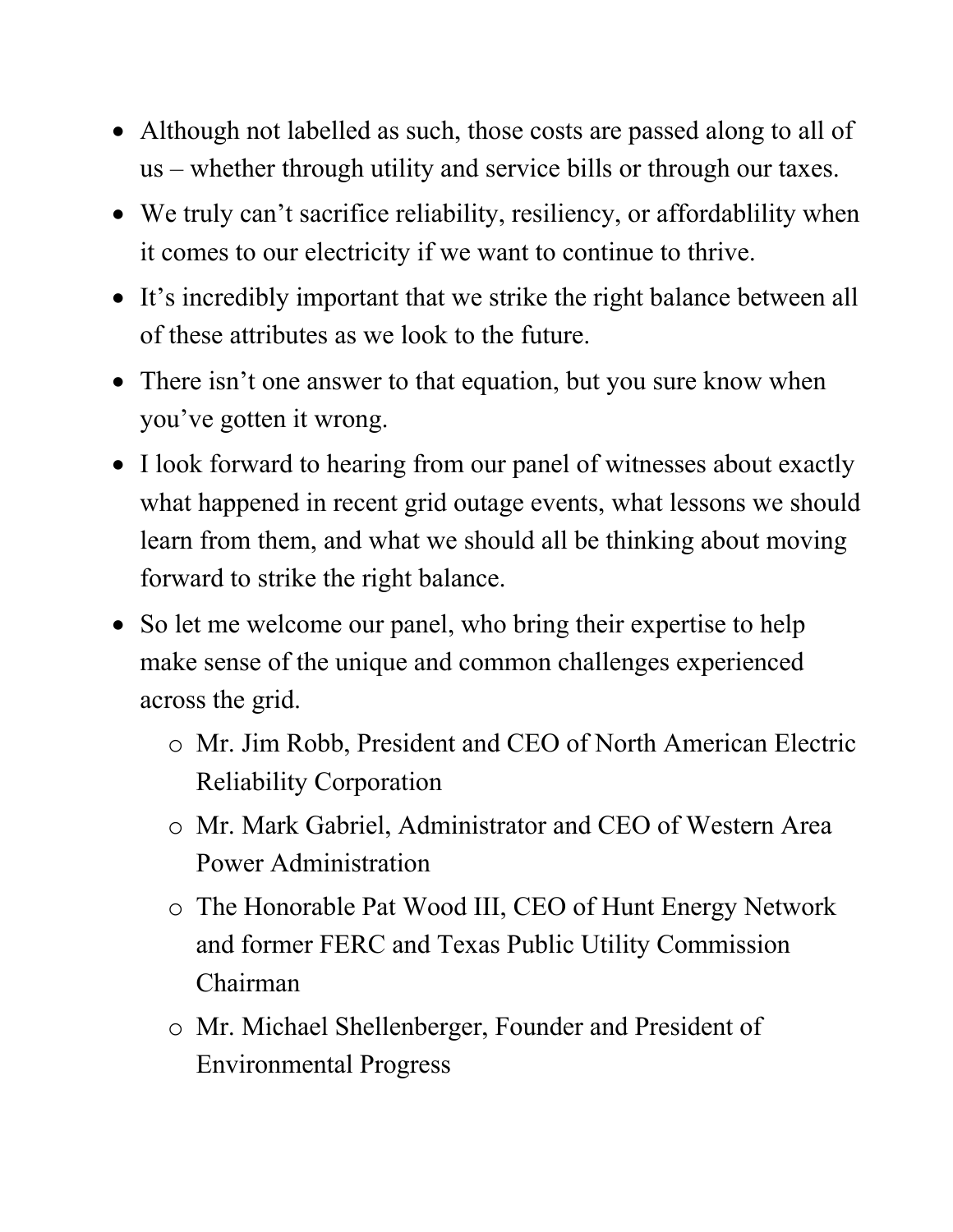- Although not labelled as such, those costs are passed along to all of us – whether through utility and service bills or through our taxes.
- We truly can't sacrifice reliability, resiliency, or affordablility when it comes to our electricity if we want to continue to thrive.
- It's incredibly important that we strike the right balance between all of these attributes as we look to the future.
- There isn't one answer to that equation, but you sure know when you've gotten it wrong.
- I look forward to hearing from our panel of witnesses about exactly what happened in recent grid outage events, what lessons we should learn from them, and what we should all be thinking about moving forward to strike the right balance.
- So let me welcome our panel, who bring their expertise to help make sense of the unique and common challenges experienced across the grid.
  - Mr. Jim Robb, President and CEO of North American Electric Reliability Corporation
  - Mr. Mark Gabriel, Administrator and CEO of Western Area Power Administration
  - The Honorable Pat Wood III, CEO of Hunt Energy Network and former FERC and Texas Public Utility Commission Chairman
  - Mr. Michael Shellenberger, Founder and President of Environmental Progress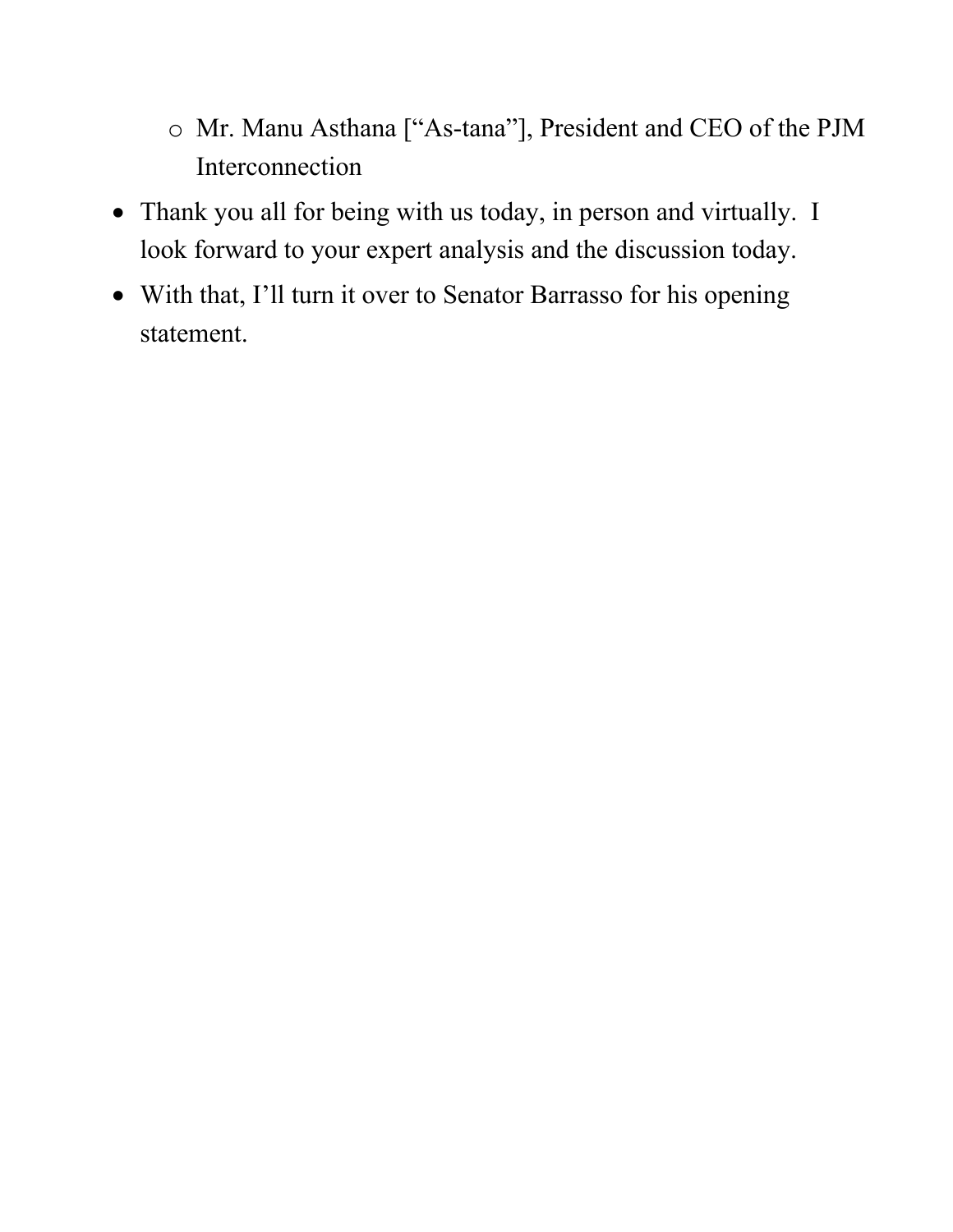- Mr. Manu Asthana ["As-tana"], President and CEO of the PJM Interconnection

- Thank you all for being with us today, in person and virtually. I look forward to your expert analysis and the discussion today.
- With that, I'll turn it over to Senator Barrasso for his opening statement.